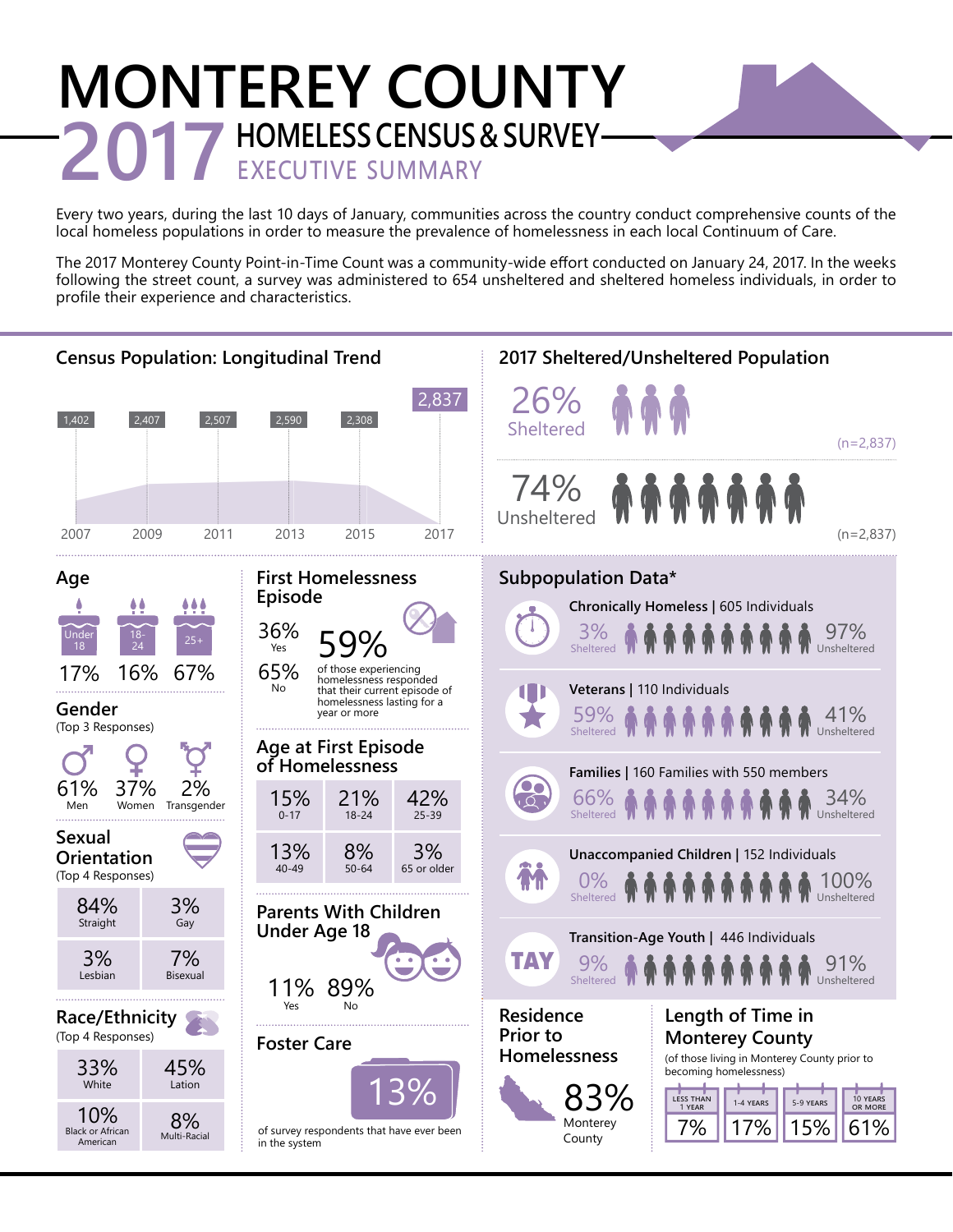# MONTEREY COUNTY
# 2017 HOMELESS CENSUS & SURVEY
## EXECUTIVE SUMMARY

Every two years, during the last 10 days of January, communities across the country conduct comprehensive counts of the local homeless populations in order to measure the prevalence of homelessness in each local Continuum of Care.

The 2017 Monterey County Point-in-Time Count was a community-wide effort conducted on January 24, 2017. In the weeks following the street count, a survey was administered to 654 unsheltered and sheltered homeless individuals, in order to profile their experience and characteristics.

## Census Population: Longitudinal Trend

| 2007 | 2009 | 2011 | 2013 | 2015 | 2017 |
|---|---|---|---|---|---|
| 1,402 | 2,407 | 2,507 | 2,590 | 2,308 | 2,837 |

## 2017 Sheltered/Unsheltered Population

- 26% Sheltered (n=2,837)
- 74% Unsheltered (n=2,837)

## Age

| Under 18 | 18-24 | 25+ |
|---|---|---|
| 17% | 16% | 67% |

## Gender
(Top 3 Responses)

| Men | Women | Transgender |
|---|---|---|
| 61% | 37% | 2% |

## Sexual Orientation
(Top 4 Responses)

| | |
|---|---|
| 84% Straight | 3% Gay |
| 3% Lesbian | 7% Bisexual |

## Race/Ethnicity
(Top 4 Responses)

| | |
|---|---|
| 33% White | 45% Lation |
| 10% Black or African American | 8% Multi-Racial |

## First Homelessness Episode

- 36% Yes
- 65% No

59% of those experiencing homelessness responded that their current episode of homelessness lasting for a year or more

## Age at First Episode of Homelessness

| | | |
|---|---|---|
| 15% 0-17 | 21% 18-24 | 42% 25-39 |
| 13% 40-49 | 8% 50-64 | 3% 65 or older |

## Parents With Children Under Age 18

- 11% Yes
- 89% No

## Foster Care

13% of survey respondents that have ever been in the system

## Subpopulation Data*

| Subpopulation | Sheltered | Unsheltered |
|---|---|---|
| Chronically Homeless \| 605 Individuals | 3% | 97% |
| Veterans \| 110 Individuals | 59% | 41% |
| Families \| 160 Families with 550 members | 66% | 34% |
| Unaccompanied Children \| 152 Individuals | 0% | 100% |
| Transition-Age Youth \| 446 Individuals | 9% | 91% |

## Residence Prior to Homelessness

83% Monterey County

## Length of Time in Monterey County
(of those living in Monterey County prior to becoming homelessness)

| Less than 1 year | 1-4 years | 5-9 years | 10 years or more |
|---|---|---|---|
| 7% | 17% | 15% | 61% |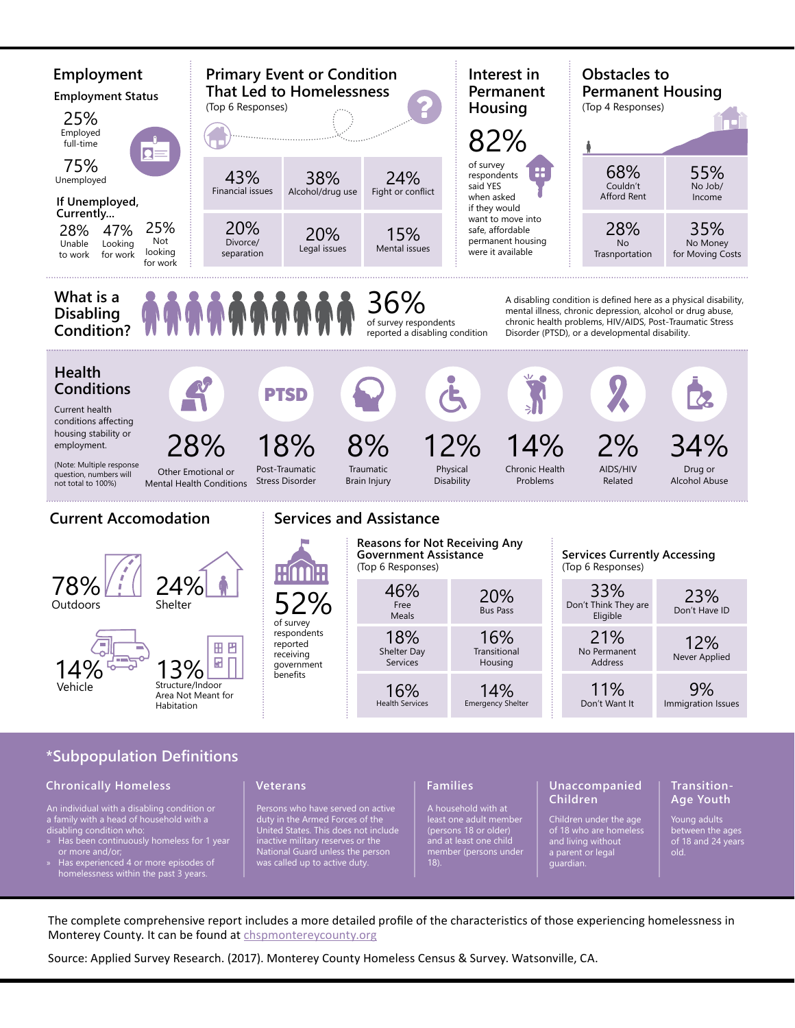## Employment

### Employment Status

25%
Employed full-time

75%
Unemployed

**If Unemployed, Currently...**

28%
Unable to work

47%
Looking for work

25%
Not looking for work

## Primary Event or Condition That Led to Homelessness

(Top 6 Responses)

| | | |
|---|---|---|
| 43% Financial issues | 38% Alcohol/drug use | 24% Fight or conflict |
| 20% Divorce/ separation | 20% Legal issues | 15% Mental issues |

## Interest in Permanent Housing

82%
of survey respondents said YES when asked if they would want to move into safe, affordable permanent housing were it available

## Obstacles to Permanent Housing

(Top 4 Responses)

| | |
|---|---|
| 68% Couldn't Afford Rent | 55% No Job/ Income |
| 28% No Trasnportation | 35% No Money for Moving Costs |

## What is a Disabling Condition?

36%
of survey respondents reported a disabling condition

A disabling condition is defined here as a physical disability, mental illness, chronic depression, alcohol or drug abuse, chronic health problems, HIV/AIDS, Post-Traumatic Stress Disorder (PTSD), or a developmental disability.

## Health Conditions

Current health conditions affecting housing stability or employment.

(Note: Multiple response question, numbers will not total to 100%)

28%
Other Emotional or Mental Health Conditions

18%
Post-Traumatic Stress Disorder

8%
Traumatic Brain Injury

12%
Physical Disability

14%
Chronic Health Problems

2%
AIDS/HIV Related

34%
Drug or Alcohol Abuse

## Current Accomodation

78%
Outdoors

24%
Shelter

14%
Vehicle

13%
Structure/Indoor Area Not Meant for Habitation

## Services and Assistance

52%
of survey respondents reported receiving government benefits

### Reasons for Not Receiving Any Government Assistance

(Top 6 Responses)

| | |
|---|---|
| 46% Free Meals | 20% Bus Pass |
| 18% Shelter Day Services | 16% Transitional Housing |
| 16% Health Services | 14% Emergency Shelter |

### Services Currently Accessing

(Top 6 Responses)

| | |
|---|---|
| 33% Don't Think They are Eligible | 23% Don't Have ID |
| 21% No Permanent Address | 12% Never Applied |
| 11% Don't Want It | 9% Immigration Issues |

## *Subpopulation Definitions

### Chronically Homeless

An individual with a disabling condition or a family with a head of household with a disabling condition who:

- Has been continuously homeless for 1 year or more and/or;
- Has experienced 4 or more episodes of homelessness within the past 3 years.

### Veterans

Persons who have served on active duty in the Armed Forces of the United States. This does not include inactive military reserves or the National Guard unless the person was called up to active duty.

### Families

A household with at least one adult member (persons 18 or older) and at least one child member (persons under 18).

### Unaccompanied Children

Children under the age of 18 who are homeless and living without a parent or legal guardian.

### Transition-Age Youth

Young adults between the ages of 18 and 24 years old.

The complete comprehensive report includes a more detailed profile of the characteristics of those experiencing homelessness in Monterey County. It can be found at chspmontereycounty.org

Source: Applied Survey Research. (2017). Monterey County Homeless Census & Survey. Watsonville, CA.